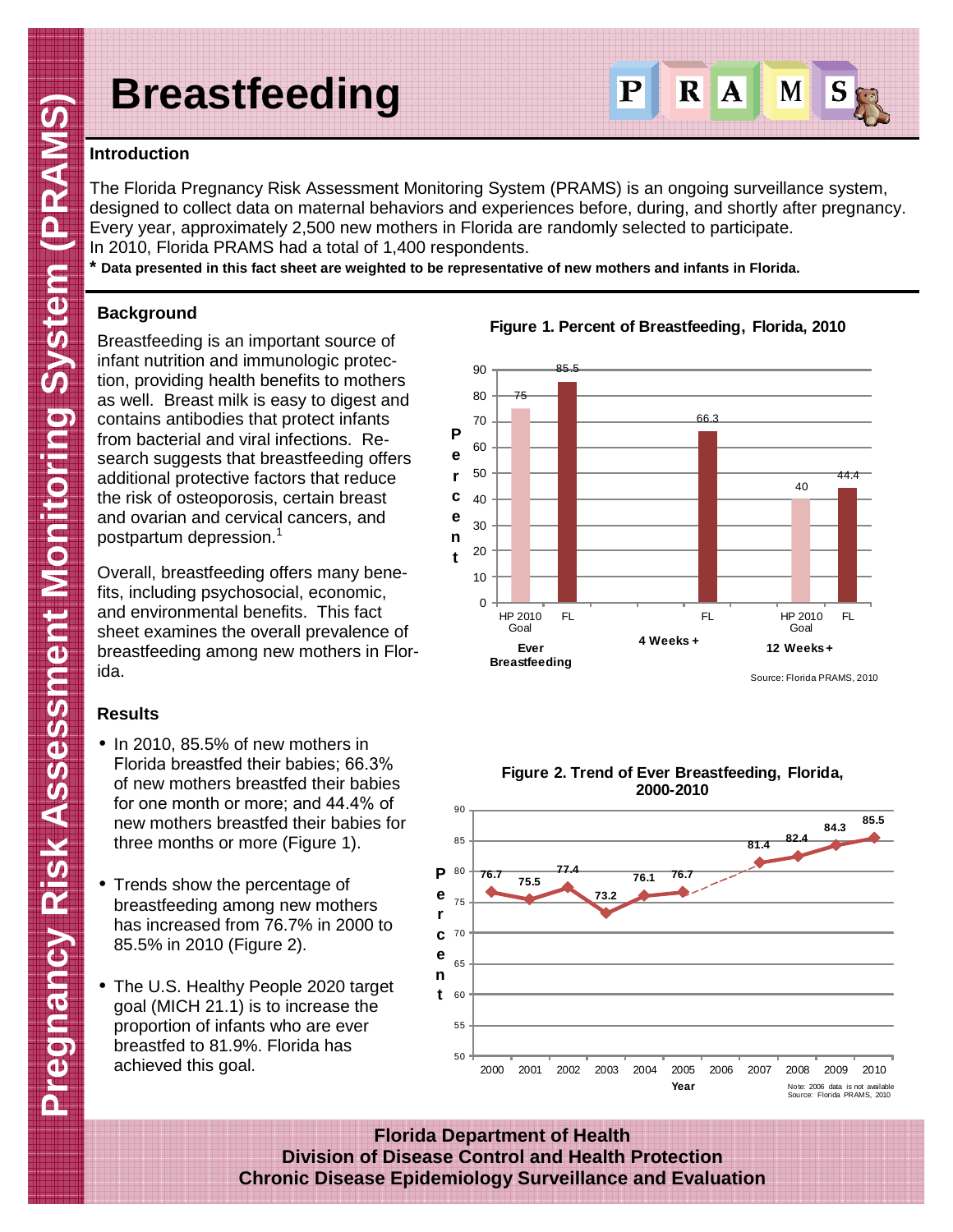# Breastfeeding

### Introduction

The Florida Pregnancy Risk Assessment Monitoring System (PRAMS) is an ongoing surveillance system, designed to collect data on maternal behaviors and experiences before, during, and shortly after pregnancy. Every year, approximately 2,500 new mothers in Florida are randomly selected to participate. In 2010, Florida PRAMS had a total of 1,400 respondents.

**\* Data presented in this fact sheet are weighted to be representative of new mothers and infants in Florida.**

### Background

Breastfeeding is an important source of infant nutrition and immunologic protection, providing health benefits to mothers as well. Breast milk is easy to digest and contains antibodies that protect infants from bacterial and viral infections. Research suggests that breastfeeding offers additional protective factors that reduce the risk of osteoporosis, certain breast and ovarian and cervical cancers, and postpartum depression.[1]

Overall, breastfeeding offers many benefits, including psychosocial, economic, and environmental benefits. This fact sheet examines the overall prevalence of breastfeeding among new mothers in Florida.

### Results

- In 2010, 85.5% of new mothers in Florida breastfed their babies; 66.3% of new mothers breastfed their babies for one month or more; and 44.4% of new mothers breastfed their babies for three months or more (Figure 1).
- Trends show the percentage of breastfeeding among new mothers has increased from 76.7% in 2000 to 85.5% in 2010 (Figure 2).
- The U.S. Healthy People 2020 target goal (MICH 21.1) is to increase the proportion of infants who are ever breastfed to 81.9%. Florida has achieved this goal.

**Figure 1. Percent of Breastfeeding, Florida, 2010**

| | HP 2010 Goal | FL |
|---|---|---|
| Ever Breastfeeding | 75 | 85.5 |
| 4 Weeks + | | 66.3 |
| 12 Weeks + | 40 | 44.4 |

Source: Florida PRAMS, 2010

**Figure 2. Trend of Ever Breastfeeding, Florida, 2000-2010**

| Year | 2000 | 2001 | 2002 | 2003 | 2004 | 2005 | 2006 | 2007 | 2008 | 2009 | 2010 |
|---|---|---|---|---|---|---|---|---|---|---|---|
| Percent | 76.7 | 75.5 | 77.4 | 73.2 | 76.1 | 76.7 | | 81.4 | 82.4 | 84.3 | 85.5 |

Note: 2006 data is not available
Source: Florida PRAMS, 2010

**Florida Department of Health**
**Division of Disease Control and Health Protection**
**Chronic Disease Epidemiology Surveillance and Evaluation**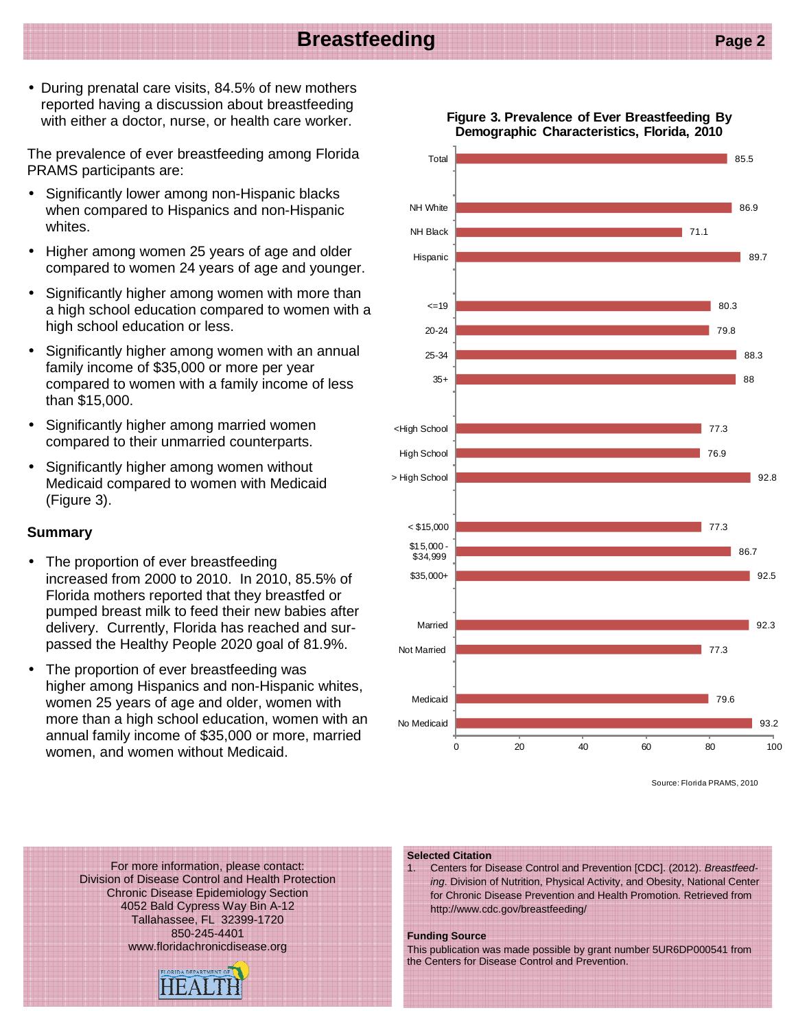## Breastfeeding

- During prenatal care visits, 84.5% of new mothers reported having a discussion about breastfeeding with either a doctor, nurse, or health care worker.

The prevalence of ever breastfeeding among Florida PRAMS participants are:

- Significantly lower among non-Hispanic blacks when compared to Hispanics and non-Hispanic whites.
- Higher among women 25 years of age and older compared to women 24 years of age and younger.
- Significantly higher among women with more than a high school education compared to women with a high school education or less.
- Significantly higher among women with an annual family income of $35,000 or more per year compared to women with a family income of less than $15,000.
- Significantly higher among married women compared to their unmarried counterparts.
- Significantly higher among women without Medicaid compared to women with Medicaid (Figure 3).

**Figure 3. Prevalence of Ever Breastfeeding By Demographic Characteristics, Florida, 2010**

Total 85.5
NH White 86.9
NH Black 71.1
Hispanic 89.7
<=19 80.3
20-24 79.8
25-34 88.3
35+ 88
<High School 77.3
High School 76.9
> High School 92.8
< $15,000 77.3
$15,000 - $34,999 86.7
$35,000+ 92.5
Married 92.3
Not Married 77.3
Medicaid 79.6
No Medicaid 93.2

0 20 40 60 80 100

Source: Florida PRAMS, 2010

### Summary

- The proportion of ever breastfeeding increased from 2000 to 2010. In 2010, 85.5% of Florida mothers reported that they breastfed or pumped breast milk to feed their new babies after delivery. Currently, Florida has reached and surpassed the Healthy People 2020 goal of 81.9%.
- The proportion of ever breastfeeding was higher among Hispanics and non-Hispanic whites, women 25 years of age and older, women with more than a high school education, women with an annual family income of $35,000 or more, married women, and women without Medicaid.

For more information, please contact:
Division of Disease Control and Health Protection
Chronic Disease Epidemiology Section
4052 Bald Cypress Way Bin A-12
Tallahassee, FL 32399-1720
850-245-4401
www.floridachronicdisease.org

FLORIDA DEPARTMENT OF HEALTH

**Selected Citation**

1. Centers for Disease Control and Prevention [CDC]. (2012). *Breastfeeding*. Division of Nutrition, Physical Activity, and Obesity, National Center for Chronic Disease Prevention and Health Promotion. Retrieved from http://www.cdc.gov/breastfeeding/

**Funding Source**

This publication was made possible by grant number 5UR6DP000541 from the Centers for Disease Control and Prevention.